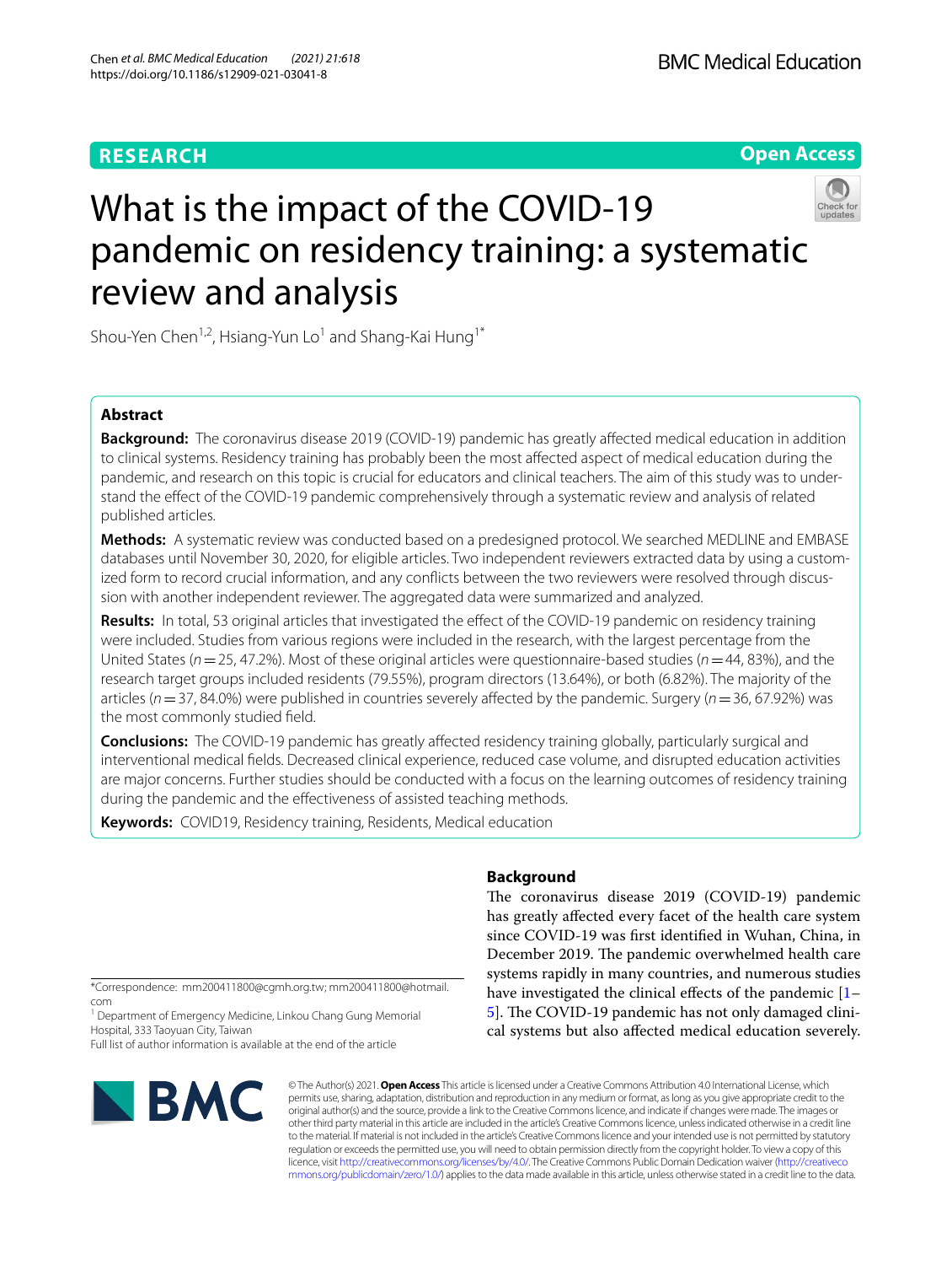RESEARCH

Open Access

# What is the impact of the COVID-19 pandemic on residency training: a systematic review and analysis

Shou-Yen Chen[1,2], Hsiang-Yun Lo[1] and Shang-Kai Hung[1*]

## Abstract

**Background:** The coronavirus disease 2019 (COVID-19) pandemic has greatly affected medical education in addition to clinical systems. Residency training has probably been the most affected aspect of medical education during the pandemic, and research on this topic is crucial for educators and clinical teachers. The aim of this study was to understand the effect of the COVID-19 pandemic comprehensively through a systematic review and analysis of related published articles.

**Methods:** A systematic review was conducted based on a predesigned protocol. We searched MEDLINE and EMBASE databases until November 30, 2020, for eligible articles. Two independent reviewers extracted data by using a customized form to record crucial information, and any conflicts between the two reviewers were resolved through discussion with another independent reviewer. The aggregated data were summarized and analyzed.

**Results:** In total, 53 original articles that investigated the effect of the COVID-19 pandemic on residency training were included. Studies from various regions were included in the research, with the largest percentage from the United States (*n* = 25, 47.2%). Most of these original articles were questionnaire-based studies (*n* = 44, 83%), and the research target groups included residents (79.55%), program directors (13.64%), or both (6.82%). The majority of the articles (*n* = 37, 84.0%) were published in countries severely affected by the pandemic. Surgery (*n* = 36, 67.92%) was the most commonly studied field.

**Conclusions:** The COVID-19 pandemic has greatly affected residency training globally, particularly surgical and interventional medical fields. Decreased clinical experience, reduced case volume, and disrupted education activities are major concerns. Further studies should be conducted with a focus on the learning outcomes of residency training during the pandemic and the effectiveness of assisted teaching methods.

**Keywords:** COVID19, Residency training, Residents, Medical education

## Background

The coronavirus disease 2019 (COVID-19) pandemic has greatly affected every facet of the health care system since COVID-19 was first identified in Wuhan, China, in December 2019. The pandemic overwhelmed health care systems rapidly in many countries, and numerous studies have investigated the clinical effects of the pandemic [1–5]. The COVID-19 pandemic has not only damaged clinical systems but also affected medical education severely.

*Correspondence: mm200411800@cgmh.org.tw; mm200411800@hotmail.com

[1] Department of Emergency Medicine, Linkou Chang Gung Memorial Hospital, 333 Taoyuan City, Taiwan

Full list of author information is available at the end of the article

© The Author(s) 2021. **Open Access** This article is licensed under a Creative Commons Attribution 4.0 International License, which permits use, sharing, adaptation, distribution and reproduction in any medium or format, as long as you give appropriate credit to the original author(s) and the source, provide a link to the Creative Commons licence, and indicate if changes were made. The images or other third party material in this article are included in the article's Creative Commons licence, unless indicated otherwise in a credit line to the material. If material is not included in the article's Creative Commons licence and your intended use is not permitted by statutory regulation or exceeds the permitted use, you will need to obtain permission directly from the copyright holder. To view a copy of this licence, visit http://creativecommons.org/licenses/by/4.0/. The Creative Commons Public Domain Dedication waiver (http://creativecommons.org/publicdomain/zero/1.0/) applies to the data made available in this article, unless otherwise stated in a credit line to the data.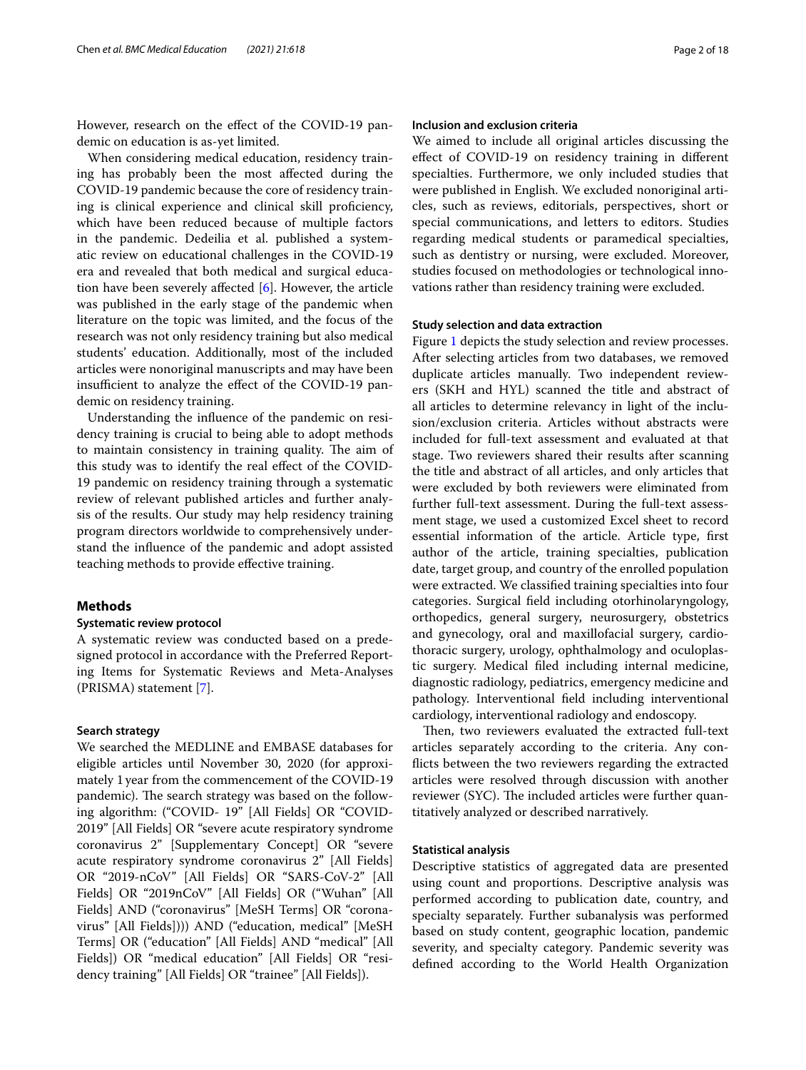However, research on the effect of the COVID-19 pandemic on education is as-yet limited.

When considering medical education, residency training has probably been the most affected during the COVID-19 pandemic because the core of residency training is clinical experience and clinical skill proficiency, which have been reduced because of multiple factors in the pandemic. Dedeilia et al. published a systematic review on educational challenges in the COVID-19 era and revealed that both medical and surgical education have been severely affected [6]. However, the article was published in the early stage of the pandemic when literature on the topic was limited, and the focus of the research was not only residency training but also medical students' education. Additionally, most of the included articles were nonoriginal manuscripts and may have been insufficient to analyze the effect of the COVID-19 pandemic on residency training.

Understanding the influence of the pandemic on residency training is crucial to being able to adopt methods to maintain consistency in training quality. The aim of this study was to identify the real effect of the COVID-19 pandemic on residency training through a systematic review of relevant published articles and further analysis of the results. Our study may help residency training program directors worldwide to comprehensively understand the influence of the pandemic and adopt assisted teaching methods to provide effective training.

## Methods

### Systematic review protocol

A systematic review was conducted based on a predesigned protocol in accordance with the Preferred Reporting Items for Systematic Reviews and Meta-Analyses (PRISMA) statement [7].

### Search strategy

We searched the MEDLINE and EMBASE databases for eligible articles until November 30, 2020 (for approximately 1 year from the commencement of the COVID-19 pandemic). The search strategy was based on the following algorithm: ("COVID- 19" [All Fields] OR "COVID-2019" [All Fields] OR "severe acute respiratory syndrome coronavirus 2" [Supplementary Concept] OR "severe acute respiratory syndrome coronavirus 2" [All Fields] OR "2019-nCoV" [All Fields] OR "SARS-CoV-2" [All Fields] OR "2019nCoV" [All Fields] OR ("Wuhan" [All Fields] AND ("coronavirus" [MeSH Terms] OR "coronavirus" [All Fields]))) AND ("education, medical" [MeSH Terms] OR ("education" [All Fields] AND "medical" [All Fields]) OR "medical education" [All Fields] OR "residency training" [All Fields] OR "trainee" [All Fields]).

### Inclusion and exclusion criteria

We aimed to include all original articles discussing the effect of COVID-19 on residency training in different specialties. Furthermore, we only included studies that were published in English. We excluded nonoriginal articles, such as reviews, editorials, perspectives, short or special communications, and letters to editors. Studies regarding medical students or paramedical specialties, such as dentistry or nursing, were excluded. Moreover, studies focused on methodologies or technological innovations rather than residency training were excluded.

### Study selection and data extraction

Figure 1 depicts the study selection and review processes. After selecting articles from two databases, we removed duplicate articles manually. Two independent reviewers (SKH and HYL) scanned the title and abstract of all articles to determine relevancy in light of the inclusion/exclusion criteria. Articles without abstracts were included for full-text assessment and evaluated at that stage. Two reviewers shared their results after scanning the title and abstract of all articles, and only articles that were excluded by both reviewers were eliminated from further full-text assessment. During the full-text assessment stage, we used a customized Excel sheet to record essential information of the article. Article type, first author of the article, training specialties, publication date, target group, and country of the enrolled population were extracted. We classified training specialties into four categories. Surgical field including otorhinolaryngology, orthopedics, general surgery, neurosurgery, obstetrics and gynecology, oral and maxillofacial surgery, cardiothoracic surgery, urology, ophthalmology and oculoplastic surgery. Medical filed including internal medicine, diagnostic radiology, pediatrics, emergency medicine and pathology. Interventional field including interventional cardiology, interventional radiology and endoscopy.

Then, two reviewers evaluated the extracted full-text articles separately according to the criteria. Any conflicts between the two reviewers regarding the extracted articles were resolved through discussion with another reviewer (SYC). The included articles were further quantitatively analyzed or described narratively.

### Statistical analysis

Descriptive statistics of aggregated data are presented using count and proportions. Descriptive analysis was performed according to publication date, country, and specialty separately. Further subanalysis was performed based on study content, geographic location, pandemic severity, and specialty category. Pandemic severity was defined according to the World Health Organization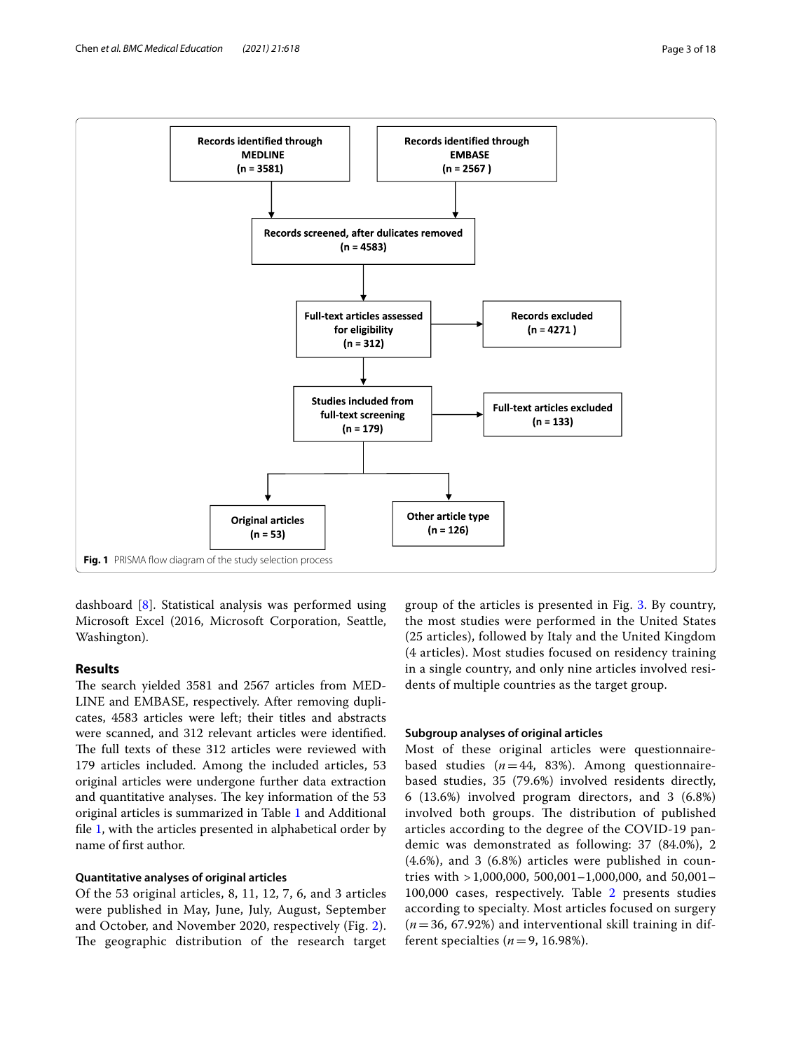Records identified through MEDLINE (n = 3581)

Records identified through EMBASE (n = 2567 )

Records screened, after dulicates removed (n = 4583)

Full-text articles assessed for eligibility (n = 312)

Records excluded (n = 4271 )

Studies included from full-text screening (n = 179)

Full-text articles excluded (n = 133)

Original articles (n = 53)

Other article type (n = 126)

**Fig. 1** PRISMA flow diagram of the study selection process

dashboard [8]. Statistical analysis was performed using Microsoft Excel (2016, Microsoft Corporation, Seattle, Washington).

## Results

The search yielded 3581 and 2567 articles from MEDLINE and EMBASE, respectively. After removing duplicates, 4583 articles were left; their titles and abstracts were scanned, and 312 relevant articles were identified. The full texts of these 312 articles were reviewed with 179 articles included. Among the included articles, 53 original articles were undergone further data extraction and quantitative analyses. The key information of the 53 original articles is summarized in Table 1 and Additional file 1, with the articles presented in alphabetical order by name of first author.

### Quantitative analyses of original articles

Of the 53 original articles, 8, 11, 12, 7, 6, and 3 articles were published in May, June, July, August, September and October, and November 2020, respectively (Fig. 2). The geographic distribution of the research target group of the articles is presented in Fig. 3. By country, the most studies were performed in the United States (25 articles), followed by Italy and the United Kingdom (4 articles). Most studies focused on residency training in a single country, and only nine articles involved residents of multiple countries as the target group.

### Subgroup analyses of original articles

Most of these original articles were questionnaire-based studies ($n = 44$, 83%). Among questionnaire-based studies, 35 (79.6%) involved residents directly, 6 (13.6%) involved program directors, and 3 (6.8%) involved both groups. The distribution of published articles according to the degree of the COVID-19 pandemic was demonstrated as following: 37 (84.0%), 2 (4.6%), and 3 (6.8%) articles were published in countries with >1,000,000, 500,001–1,000,000, and 50,001–100,000 cases, respectively. Table 2 presents studies according to specialty. Most articles focused on surgery ($n = 36$, 67.92%) and interventional skill training in different specialties ($n = 9$, 16.98%).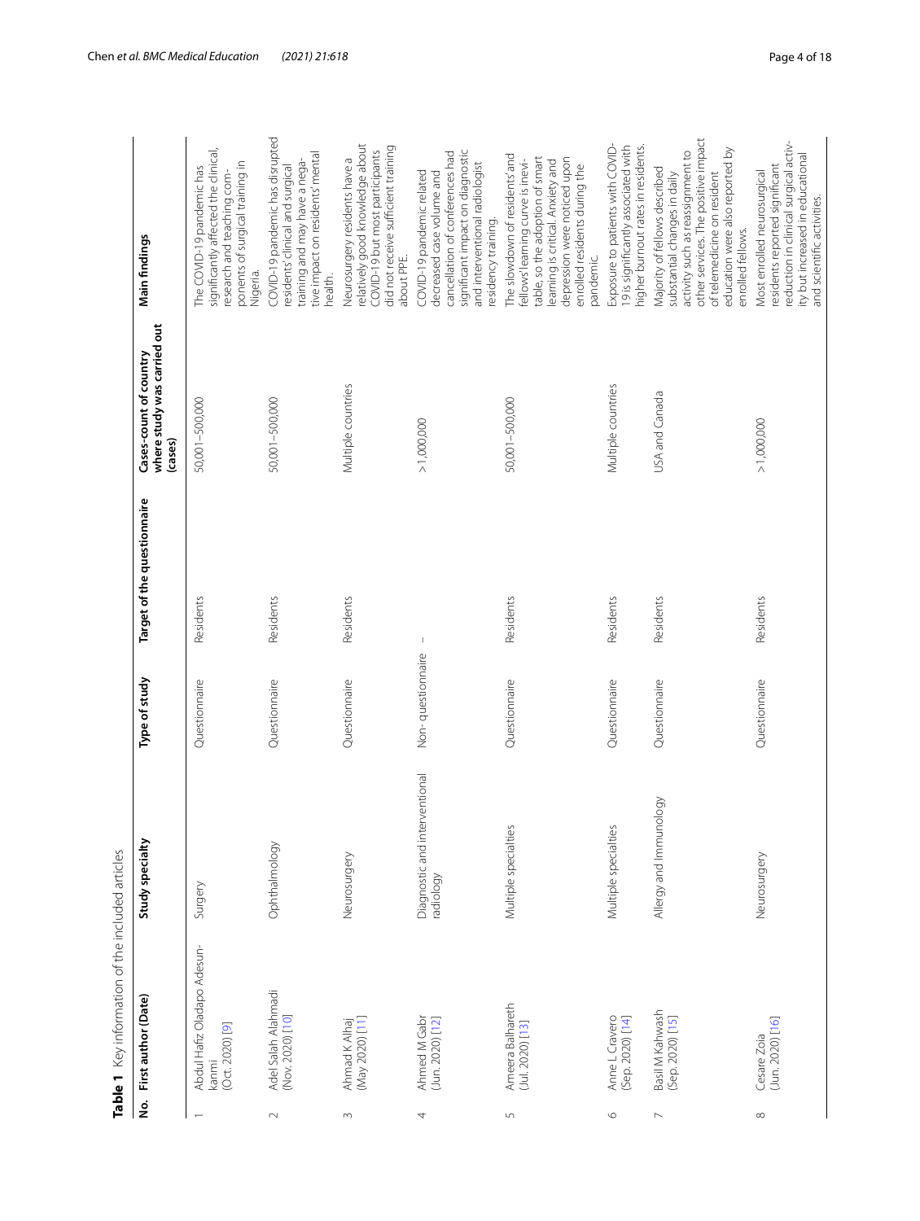**Table 1** Key information of the included articles

| No. | First author (Date) | Study specialty | Type of study | Target of the questionnaire | Cases-count of country where study was carried out (cases) | Main findings |
|---|---|---|---|---|---|---|
| 1 | Abdul Hafiz Oladapo Adesunkanmi (Oct. 2020) [9] | Surgery | Questionnaire | Residents | 50,001–500,000 | The COVID-19 pandemic has significantly affected the clinical, research and teaching components of surgical training in Nigeria. |
| 2 | Adel Salah Alahmadi (Nov. 2020) [10] | Ophthalmology | Questionnaire | Residents | 50,001–500,000 | COVID-19 pandemic has disrupted residents' clinical and surgical training and may have a negative impact on residents' mental health. |
| 3 | Ahmad K Alhaj (May 2020) [11] | Neurosurgery | Questionnaire | Residents | Multiple countries | Neurosurgery residents have a relatively good knowledge about COVID-19 but most participants did not receive sufficient training about PPE. |
| 4 | Ahmed M Gabr (Jun. 2020) [12] | Diagnostic and interventional radiology | Non- questionnaire | – | >1,000,000 | COVID-19 pandemic related decreased case volume and cancellation of conferences had significant impact on diagnostic and interventional radiologist residency training. |
| 5 | Ameera Balhareth (Jul. 2020) [13] | Multiple specialties | Questionnaire | Residents | 50,001–500,000 | The slowdown of residents' and fellows' learning curve is inevitable, so the adoption of smart learning is critical. Anxiety and depression were noticed upon enrolled residents during the pandemic. |
| 6 | Anne L Cravero (Sep. 2020) [14] | Multiple specialties | Questionnaire | Residents | Multiple countries | Exposure to patients with COVID-19 is significantly associated with higher burnout rates in residents. |
| 7 | Basil M Kahwash (Sep. 2020) [15] | Allergy and Immunology | Questionnaire | Residents | USA and Canada | Majority of fellows described substantial changes in daily activity such as reassignment to other services. The positive impact of telemedicine on resident education were also reported by enrolled fellows. |
| 8 | Cesare Zoia (Jun. 2020) [16] | Neurosurgery | Questionnaire | Residents | >1,000,000 | Most enrolled neurosurgical residents reported significant reduction in clinical surgical activity but increased in educational and scientific activities. |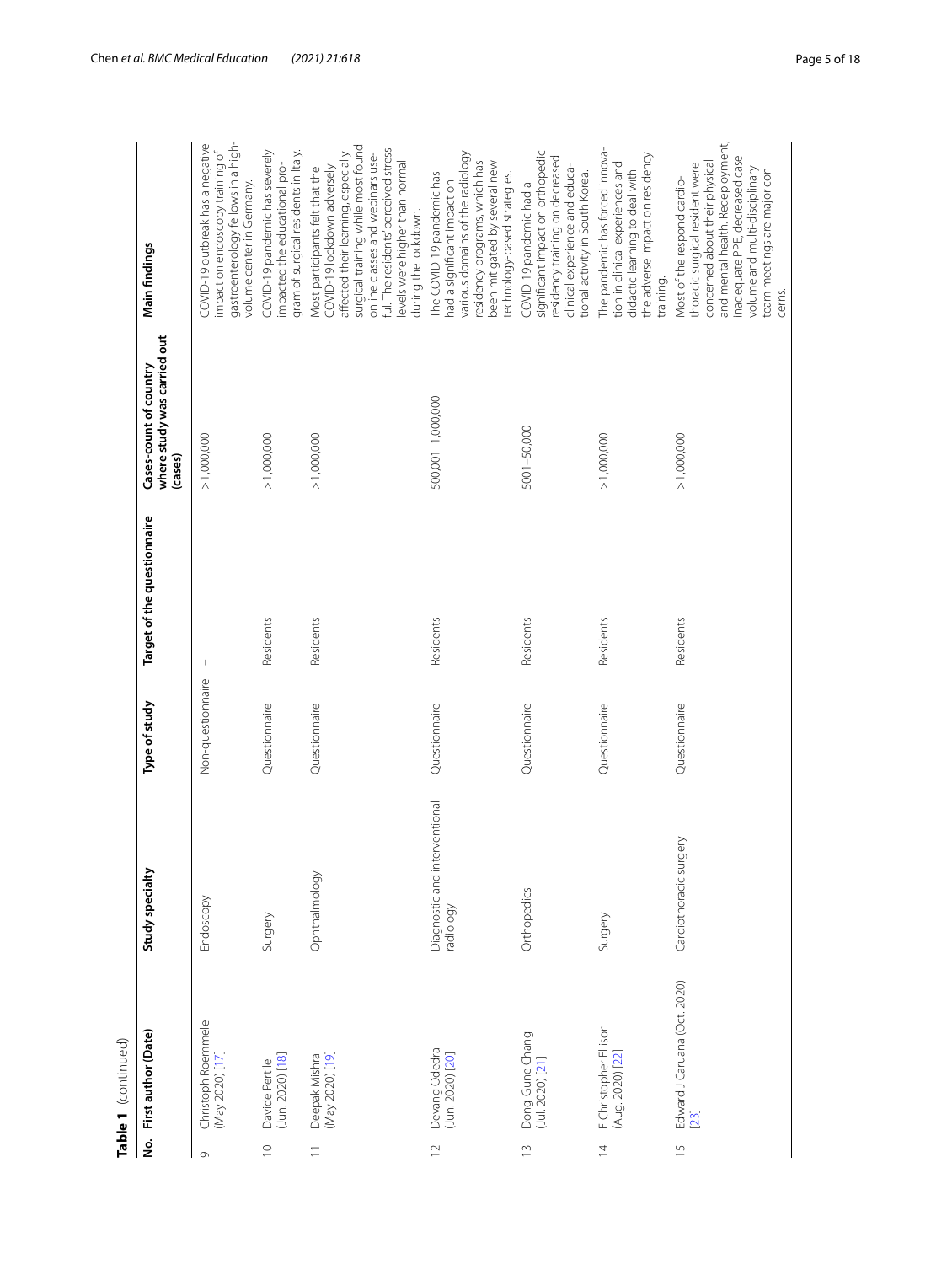**Table 1** (continued)

| No. | First author (Date) | Study specialty | Type of study | Target of the questionnaire | Cases-count of country where study was carried out (cases) | Main findings |
|---|---|---|---|---|---|---|
| 9 | Christoph Roemmele (May 2020) [17] | Endoscopy | Non-questionnaire | – | >1,000,000 | COVID-19 outbreak has a negative impact on endoscopy training of gastroenterology fellows in a high-volume center in Germany. |
| 10 | Davide Pertile (Jun. 2020) [18] | Surgery | Questionnaire | Residents | >1,000,000 | COVID-19 pandemic has severely impacted the educational program of surgical residents in Italy. |
| 11 | Deepak Mishra (May 2020) [19] | Ophthalmology | Questionnaire | Residents | >1,000,000 | Most participants felt that the COVID-19 lockdown adversely affected their learning, especially surgical training while most found online classes and webinars useful. The residents' perceived stress levels were higher than normal during the lockdown. |
| 12 | Devang Odedra (Jun. 2020) [20] | Diagnostic and interventional radiology | Questionnaire | Residents | 500,001–1,000,000 | The COVID-19 pandemic has had a significant impact on various domains of the radiology residency programs, which has been mitigated by several new technology-based strategies. |
| 13 | Dong-Gune Chang (Jul. 2020) [21] | Orthopedics | Questionnaire | Residents | 5001–50,000 | COVID-19 pandemic had a significant impact on orthopedic residency training on decreased clinical experience and educational activity in South Korea. |
| 14 | E Christopher Ellison (Aug. 2020) [22] | Surgery | Questionnaire | Residents | >1,000,000 | The pandemic has forced innovation in clinical experiences and didactic learning to deal with the adverse impact on residency training. |
| 15 | Edward J Caruana (Oct. 2020) [23] | Cardiothoracic surgery | Questionnaire | Residents | >1,000,000 | Most of the respond cardiothoracic surgical resident were concerned about their physical and mental health. Redeployment, inadequate PPE, decreased case volume and multi-disciplinary team meetings are major concerns. |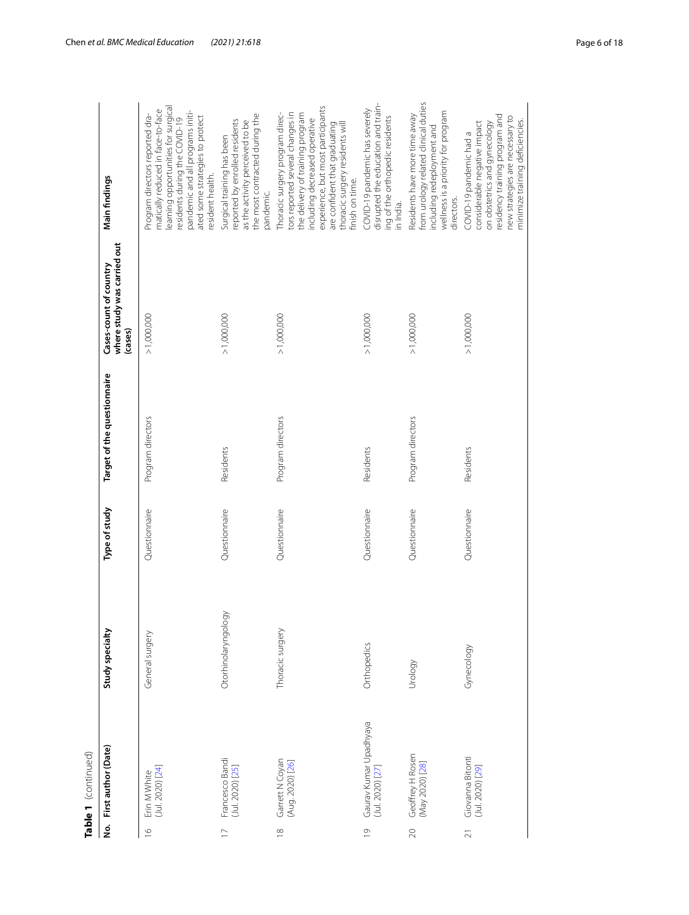**Table 1** (continued)

| No. | First author (Date) | Study specialty | Type of study | Target of the questionnaire | Cases-count of country where study was carried out (cases) | Main findings |
|---|---|---|---|---|---|---|
| 16 | Erin M White (Jul. 2020) [24] | General surgery | Questionnaire | Program directors | >1,000,000 | Program directors reported dramatically reduced in face-to-face learning opportunities for surgical residents during the COVID-19 pandemic and all programs initiated some strategies to protect resident health. |
| 17 | Francesco Bandi (Jul. 2020) [25] | Otorhinolaryngology | Questionnaire | Residents | >1,000,000 | Surgical training has been reported by enrolled residents as the activity perceived to be the most contracted during the pandemic. |
| 18 | Garrett N Coyan (Aug. 2020) [26] | Thoracic surgery | Questionnaire | Program directors | >1,000,000 | Thoracic surgery program directors reported several changes in the delivery of training program including decreased operative experience, but most participants are confident that graduating thoracic surgery residents will finish on time. |
| 19 | Gaurav Kumar Upadhyaya (Jul. 2020) [27] | Orthopedics | Questionnaire | Residents | >1,000,000 | COVID-19 pandemic has severely disrupted the education and training of the orthopedic residents in India. |
| 20 | Geoffrey H Rosen (May 2020) [28] | Urology | Questionnaire | Program directors | >1,000,000 | Residents have more time away from urology related clinical duties including redeployment and wellness is a priority for program directors. |
| 21 | Giovanna Bitonti (Jul. 2020) [29] | Gynecology | Questionnaire | Residents | >1,000,000 | COVID-19 pandemic had a considerable negative impact on obstetrics and gynecology residency training program and new strategies are necessary to minimize training deficiencies. |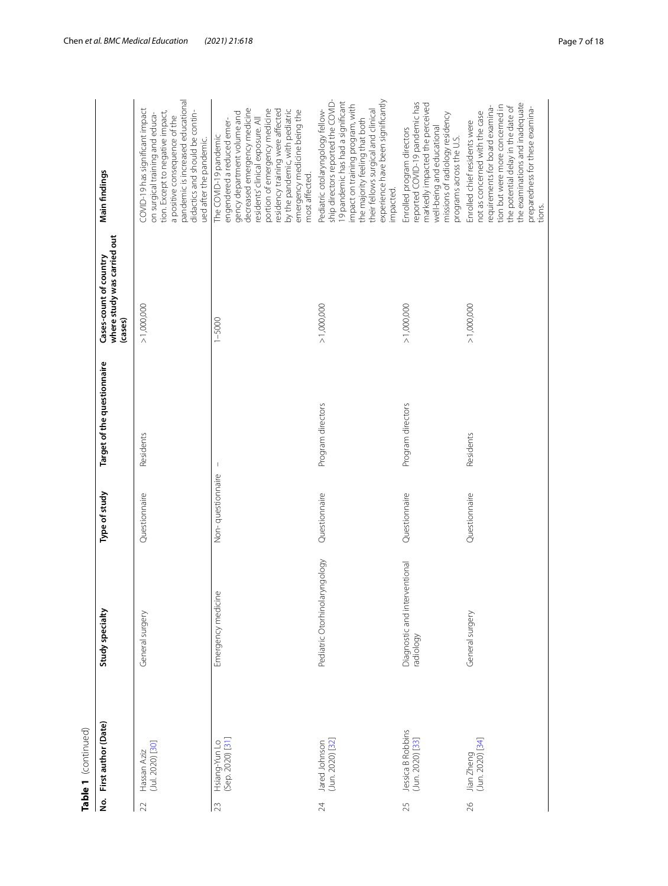**Table 1** (continued)

| No. | First author (Date) | Study specialty | Type of study | Target of the questionnaire | Cases-count of country where study was carried out (cases) | Main findings |
|---|---|---|---|---|---|---|
| 22 | Hassan Aziz (Jul. 2020) [30] | General surgery | Questionnaire | Residents | > 1,000,000 | COVID-19 has significant impact on surgical training and education. Except to negative impact, a positive consequence of the pandemic is increased educational didactics and should be continued after the pandemic. |
| 23 | Hsiang-Yun Lo (Sep. 2020) [31] | Emergency medicine | Non- questionnaire | – | 1–5000 | The COVID-19 pandemic engendered a reduced emergency department volume and decreased emergency medicine residents' clinical exposure. All portion of emergency medicine residency training were affected by the pandemic, with pediatric emergency medicine being the most affected. |
| 24 | Jared Johnson (Jun. 2020) [32] | Pediatric Otorhinolaryngology | Questionnaire | Program directors | > 1,000,000 | Pediatric otolaryngology fellowship directors reported the COVID-19 pandemic has had a significant impact on training program, with the majority feeling that both their fellows surgical and clinical experience have been significantly impacted. |
| 25 | Jessica B Robbins (Jun. 2020) [33] | Diagnostic and interventional radiology | Questionnaire | Program directors | > 1,000,000 | Enrolled program directors reported COVID-19 pandemic has markedly impacted the perceived well-being and educational missions of radiology residency programs across the U.S. |
| 26 | Jian Zheng (Jun. 2020) [34] | General surgery | Questionnaire | Residents | > 1,000,000 | Enrolled chief residents were not as concerned with the case requirements for board examination but were more concerned in the potential delay in the date of the examinations and inadequate preparedness for these examinations. |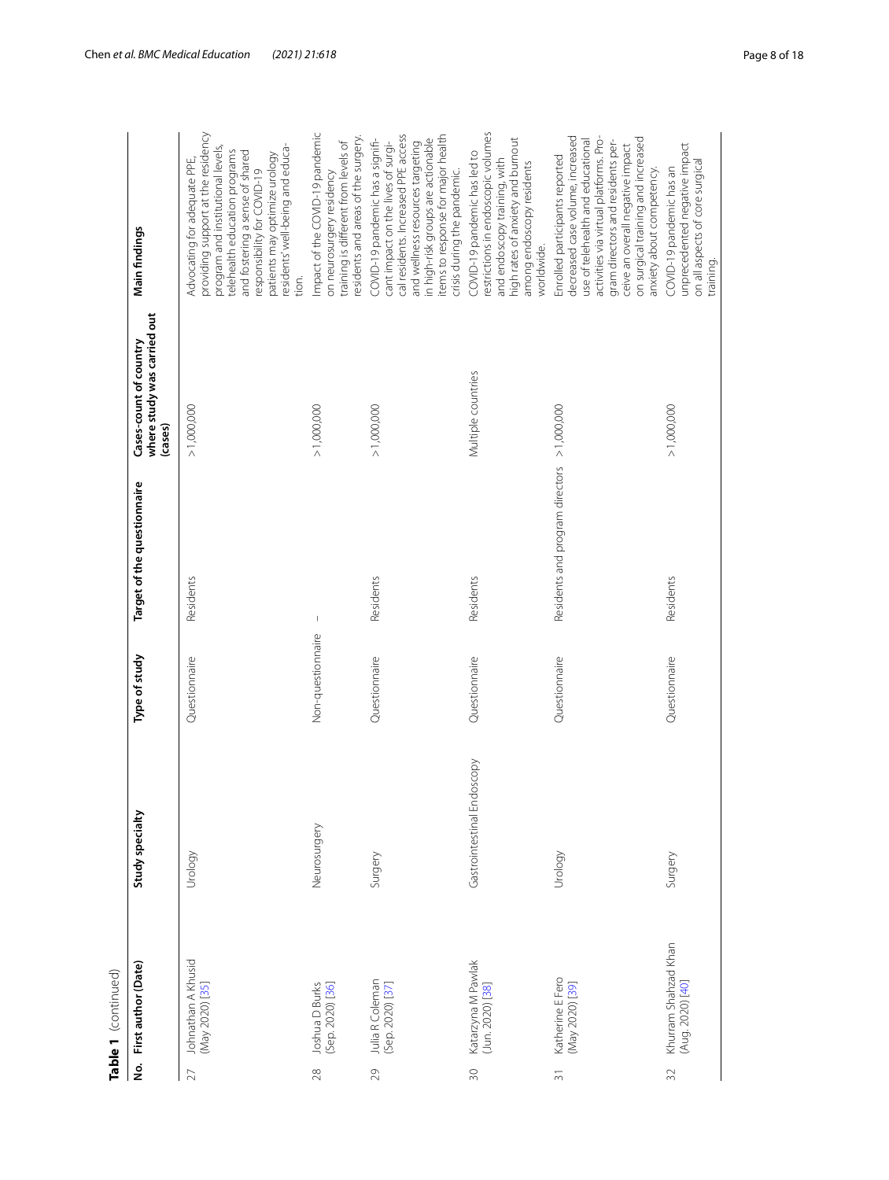**Table 1** (continued)

| No. | First author (Date) | Study specialty | Type of study | Target of the questionnaire | Cases-count of country where study was carried out (cases) | Main findings |
|---|---|---|---|---|---|---|
| 27 | Johnathan A Khusid (May 2020) [35] | Urology | Questionnaire | Residents | >1,000,000 | Advocating for adequate PPE, providing support at the residency program and institutional levels, telehealth education programs and fostering a sense of shared responsibilty for COVID-19 patients may optimize urology residents' well-being and education. |
| 28 | Joshua D Burks (Sep. 2020) [36] | Neurosurgery | Non-questionnaire | – | >1,000,000 | Impact of the COVID-19 pandemic on neurosurgery residency training is different from levels of residents and areas of the surgery. |
| 29 | Julia R Coleman (Sep. 2020) [37] | Surgery | Questionnaire | Residents | >1,000,000 | COVID-19 pandemic has a significant impact on the lives of surgical residents. Increased PPE access and wellness resources targeting in high-risk groups are actionable items to response for major health crisis during the pandemic. |
| 30 | Katarzyna M Pawlak (Jun. 2020) [38] | Gastrointestinal Endoscopy | Questionnaire | Residents | Multiple countries | COVID-19 pandemic has led to restrictions in endoscopic volumes and endoscopy training, with high rates of anxiety and burnout among endoscopy residents worldwide. |
| 31 | Katherine E Fero (May 2020) [39] | Urology | Questionnaire | Residents and program directors | >1,000,000 | Enrolled participants reported decreased case volume, increased use of telehealth and educational activities via virtual platforms. Program directors and residents perceive an overall negative impact on surgical training and increased anxiety about competency. |
| 32 | Khurram Shahzad Khan (Aug. 2020) [40] | Surgery | Questionnaire | Residents | >1,000,000 | COVID-19 pandemic has an unprecedented negative impact on all aspects of core surgical training. |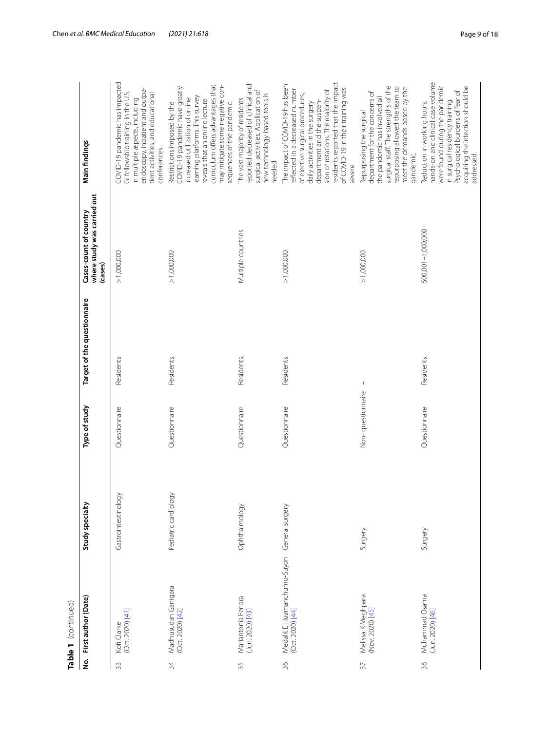**Table 1** (continued)

| No. | First author (Date) | Study specialty | Type of study | Target of the questionnaire | Cases-count of country where study was carried out (cases) | Main findings |
|---|---|---|---|---|---|---|
| 33 | Kofi Clarke (Oct. 2020) [41] | Gastrointestinology | Questionnaire | Residents | >1,000,000 | COVID-19 pandemic has impacted GI fellowship training in the U.S. in multiple aspects, including endoscopy, inpatient and outpatient activities, and educational conferences. |
| 34 | Madhusudan Ganigara (Oct. 2020) [42] | Pediatric cardiology | Questionnaire | Residents | >1,000,000 | Restrictions imposed by the COVID-19 pandemic have greatly increased utilization of online learning platforms. This survey reveals that an online lecture curriculum offers advantages that may mitigate some negative consequences of the pandemic. |
| 35 | Mariantonia Ferrara (Jun. 2020) [43] | Ophthalmology | Questionnaire | Residents | Multiple countries | The vast majority of residents reported decreased of clinical and surgical activities. Application of new technology-based tools is needed. |
| 36 | Medalit E Huamanchumo-Suyon (Oct. 2020) [44] | General surgery | Questionnaire | Residents | >1,000,000 | The impact of COVID-19 has been reflected in a decreased number of elective surgical procedures, daily activities in the surgery department and the suspension of rotations. The majority of residents reported that the impact of COVID-19 in their training was severe. |
| 37 | Melissa K Meghpara (Nov. 2020) [45] | Surgery | Non- questionnaire | – | >1,000,000 | Repurposing the surgical department for the concerns of the pandemic has involved all surgical staff. The strengths of the repurposing allowed the team to meet the demands posed by the pandemic. |
| 38 | Muhammad Osama (Jun. 2020) [46] | Surgery | Questionnaire | Residents | 500,001–1,000,000 | Reduction in working hours, hands-on and clinical case volume were found during the pandemic in surgical residency training. Psychological burdens of fear of acquiring the infection should be addressed. |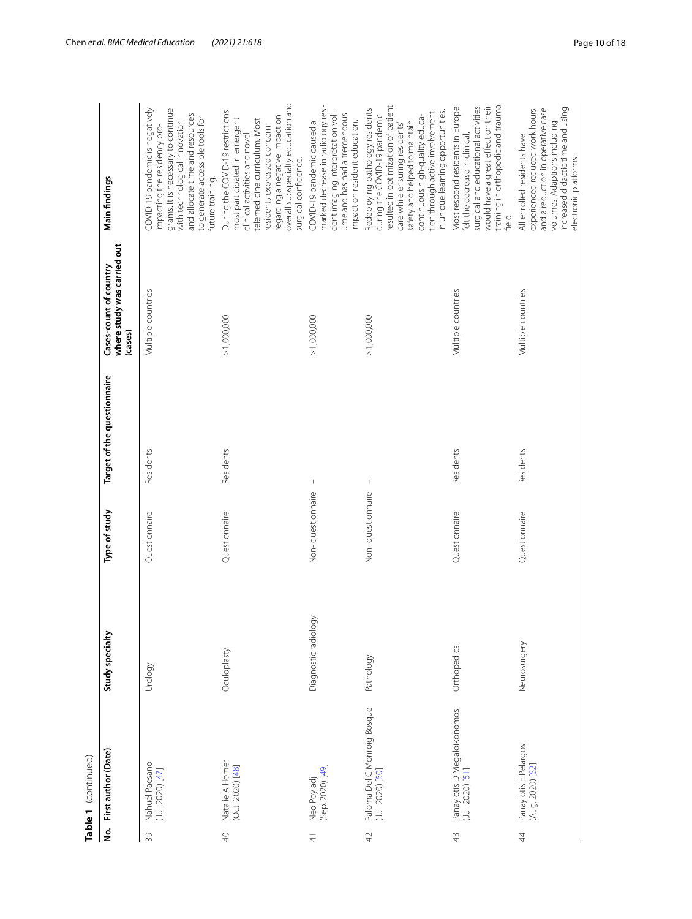**Table 1** (continued)

| No. | First author (Date) | Study specialty | Type of study | Target of the questionnaire | Cases-count of country where study was carried out (cases) | Main findings |
|---|---|---|---|---|---|---|
| 39 | Nahuel Paesano (Jul. 2020) [47] | Urology | Questionnaire | Residents | Multiple countries | COVID-19 pandemic is negatively impacting the residency programs. It is necessary to continue with technological innovation and allocate time and resources to generate accessible tools for future training. |
| 40 | Natalie A Homer (Oct. 2020) [48] | Oculoplasty | Questionnaire | Residents | >1,000,000 | During the COVID-19 restrictions most participated in emergent clinical activities and novel telemedicine curriculum. Most residents expressed concern regarding a negative impact on overall subspecialty education and surgical confidence. |
| 41 | Neo Poyiadji (Sep. 2020) [49] | Diagnostic radiology | Non- questionnaire | – | >1,000,000 | COVID-19 pandemic caused a marked decrease in radiology resident imaging interpretation volume and has had a tremendous impact on resident education. |
| 42 | Paloma Del C Monroig-Bosque (Jul. 2020) [50] | Pathology | Non- questionnaire | – | >1,000,000 | Redeploying pathology residents during the COVID-19 pandemic resulted in optimization of patient care while ensuring residents' safety and helped to maintain continuous high-quality education through active involvement in unique learning opportunities. |
| 43 | Panayiotis D Megaloikonomos (Jul. 2020) [51] | Orthopedics | Questionnaire | Residents | Multiple countries | Most respond residents in Europe felt the decrease in clinical, surgical and educational activities would have a great effect on their training in orthopedic and trauma field. |
| 44 | Panayiotis E Pelargos (Aug. 2020) [52] | Neurosurgery | Questionnaire | Residents | Multiple countries | All enrolled residents have experienced reduced work hours and a reduction in operative case volumes. Adaptions including increased didactic time and using electronic platforms. |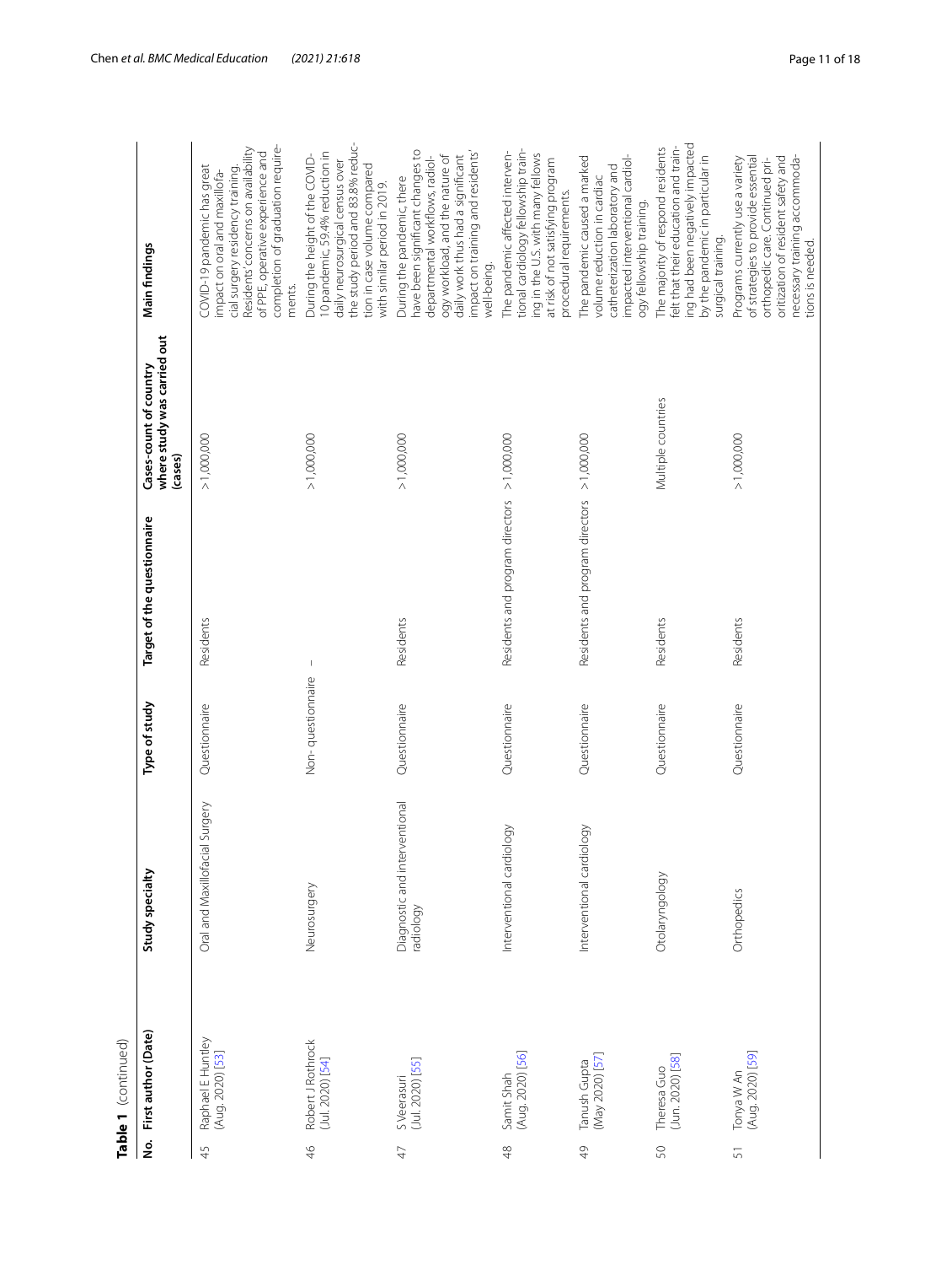**Table 1** (continued)

| No. | First author (Date) | Study specialty | Type of study | Target of the questionnaire | Cases-count of country where study was carried out (cases) | Main findings |
|---|---|---|---|---|---|---|
| 45 | Raphael E Huntley (Aug. 2020) [53] | Oral and Maxillofacial Surgery | Questionnaire | Residents | >1,000,000 | COVID-19 pandemic has great impact on oral and maxillofacial surgery residency training. Residents' concerns on availability of PPE, operative experience and completion of graduation requirements. |
| 46 | Robert J Rothrock (Jul. 2020) [54] | Neurosurgery | Non- questionnaire | – | >1,000,000 | During the height of the COVID-10 pandemic, 59.4% reduction in daily neurosurgical census over the study period and 83.8% reduction in case volume compared with similar period in 2019. |
| 47 | S Veerasuri (Jul. 2020) [55] | Diagnostic and interventional radiology | Questionnaire | Residents | >1,000,000 | During the pandemic, there have been significant changes to departmental workflows, radiology workload, and the nature of daily work thus had a significant impact on training and residents' well-being. |
| 48 | Samit Shah (Aug. 2020) [56] | Interventional cardiology | Questionnaire | Residents and program directors | >1,000,000 | The pandemic affected interventional cardiology fellowship training in the U.S. with many fellows at risk of not satisfying program procedural requirements. |
| 49 | Tanush Gupta (May 2020) [57] | Interventional cardiology | Questionnaire | Residents and program directors | >1,000,000 | The pandemic caused a marked volume reduction in cardiac catheterization laboratory and impacted interventional cardiology fellowship training. |
| 50 | Theresa Guo (Jun. 2020) [58] | Otolaryngology | Questionnaire | Residents | Multiple countries | The majority of respond residents felt that their education and training had been negatively impacted by the pandemic in particular in surgical training. |
| 51 | Tonya W An (Aug. 2020) [59] | Orthopedics | Questionnaire | Residents | >1,000,000 | Programs currently use a variety of strategies to provide essential orthopedic care. Continued prioritization of resident safety and necessary training accommodations is needed. |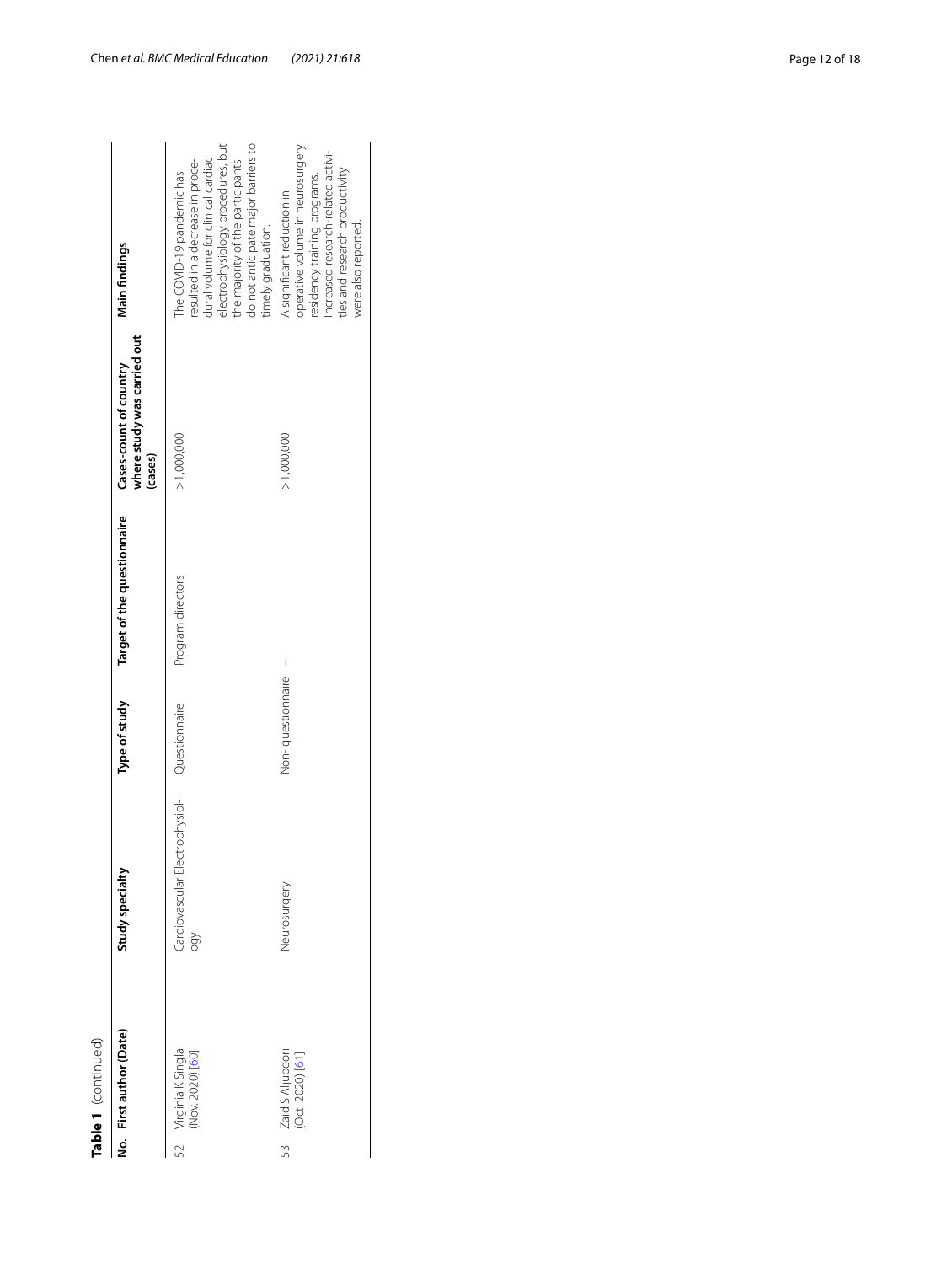**Table 1** (continued)

| No. | First author (Date) | Study specialty | Type of study | Target of the questionnaire | Cases-count of country where study was carried out (cases) | Main findings |
| --- | --- | --- | --- | --- | --- | --- |
| 52 | Virginia K Singla (Nov. 2020) [60] | Cardiovascular Electrophysiology | Questionnaire | Program directors | >1,000,000 | The COVID-19 pandemic has resulted in a decrease in procedural volume for clinical cardiac electrophysiology procedures, but the majority of the participants do not anticipate major barriers to timely graduation. |
| 53 | Zaid S Aljuboori (Oct. 2020) [61] | Neurosurgery | Non-questionnaire | – | >1,000,000 | A significant reduction in operative volume in neurosurgery residency training programs. Increased research-related activities and research productivity were also reported. |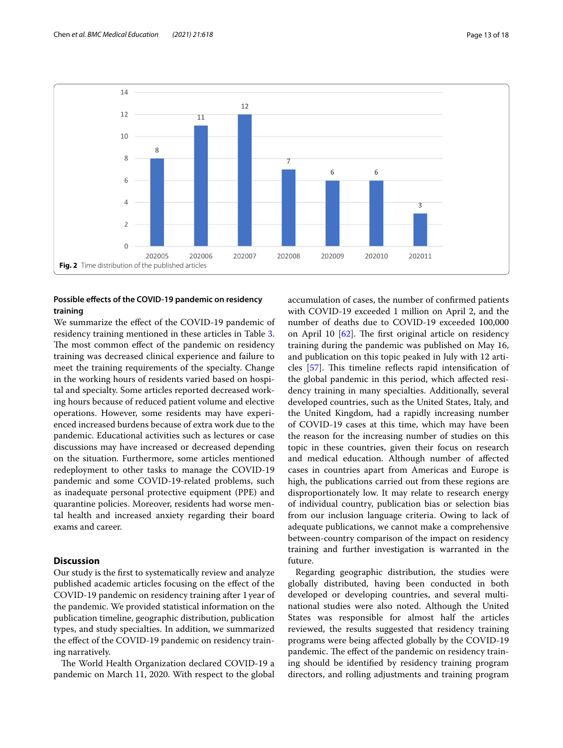Fig. 2 Time distribution of the published articles

### Possible effects of the COVID-19 pandemic on residency training

We summarize the effect of the COVID-19 pandemic of residency training mentioned in these articles in Table 3. The most common effect of the pandemic on residency training was decreased clinical experience and failure to meet the training requirements of the specialty. Change in the working hours of residents varied based on hospital and specialty. Some articles reported decreased working hours because of reduced patient volume and elective operations. However, some residents may have experienced increased burdens because of extra work due to the pandemic. Educational activities such as lectures or case discussions may have increased or decreased depending on the situation. Furthermore, some articles mentioned redeployment to other tasks to manage the COVID-19 pandemic and some COVID-19-related problems, such as inadequate personal protective equipment (PPE) and quarantine policies. Moreover, residents had worse mental health and increased anxiety regarding their board exams and career.

## Discussion

Our study is the first to systematically review and analyze published academic articles focusing on the effect of the COVID-19 pandemic on residency training after 1 year of the pandemic. We provided statistical information on the publication timeline, geographic distribution, publication types, and study specialties. In addition, we summarized the effect of the COVID-19 pandemic on residency training narratively.

The World Health Organization declared COVID-19 a pandemic on March 11, 2020. With respect to the global accumulation of cases, the number of confirmed patients with COVID-19 exceeded 1 million on April 2, and the number of deaths due to COVID-19 exceeded 100,000 on April 10 [62]. The first original article on residency training during the pandemic was published on May 16, and publication on this topic peaked in July with 12 articles [57]. This timeline reflects rapid intensification of the global pandemic in this period, which affected residency training in many specialties. Additionally, several developed countries, such as the United States, Italy, and the United Kingdom, had a rapidly increasing number of COVID-19 cases at this time, which may have been the reason for the increasing number of studies on this topic in these countries, given their focus on research and medical education. Although number of affected cases in countries apart from Americas and Europe is high, the publications carried out from these regions are disproportionately low. It may relate to research energy of individual country, publication bias or selection bias from our inclusion language criteria. Owing to lack of adequate publications, we cannot make a comprehensive between-country comparison of the impact on residency training and further investigation is warranted in the future.

Regarding geographic distribution, the studies were globally distributed, having been conducted in both developed or developing countries, and several multinational studies were also noted. Although the United States was responsible for almost half the articles reviewed, the results suggested that residency training programs were being affected globally by the COVID-19 pandemic. The effect of the pandemic on residency training should be identified by residency training program directors, and rolling adjustments and training program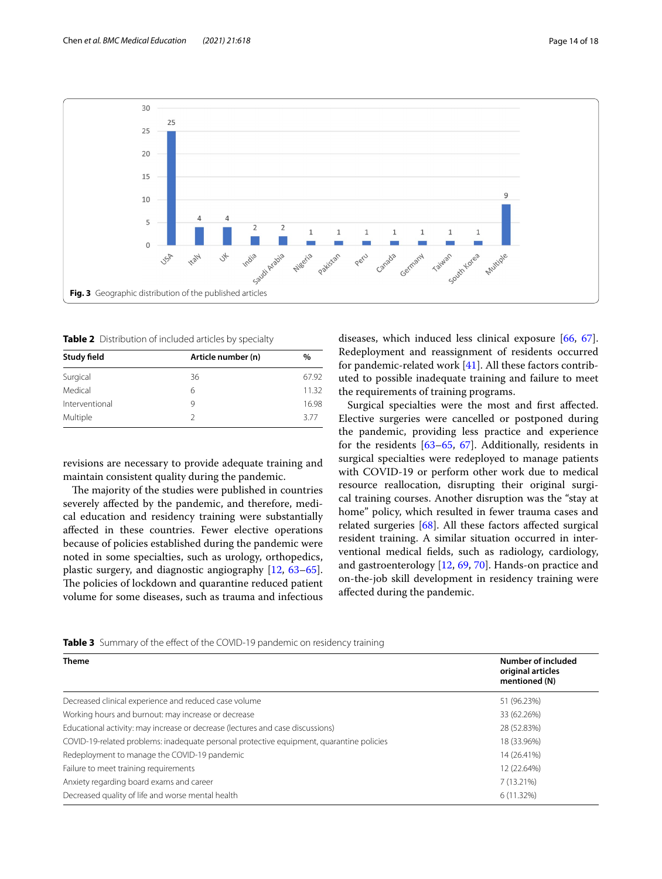Fig. 3 Geographic distribution of the published articles

**Table 2** Distribution of included articles by specialty

| Study field | Article number (n) | % |
| --- | --- | --- |
| Surgical | 36 | 67.92 |
| Medical | 6 | 11.32 |
| Interventional | 9 | 16.98 |
| Multiple | 2 | 3.77 |

revisions are necessary to provide adequate training and maintain consistent quality during the pandemic.

The majority of the studies were published in countries severely affected by the pandemic, and therefore, medical education and residency training were substantially affected in these countries. Fewer elective operations because of policies established during the pandemic were noted in some specialties, such as urology, orthopedics, plastic surgery, and diagnostic angiography [12, 63–65]. The policies of lockdown and quarantine reduced patient volume for some diseases, such as trauma and infectious diseases, which induced less clinical exposure [66, 67]. Redeployment and reassignment of residents occurred for pandemic-related work [41]. All these factors contributed to possible inadequate training and failure to meet the requirements of training programs.

Surgical specialties were the most and first affected. Elective surgeries were cancelled or postponed during the pandemic, providing less practice and experience for the residents [63–65, 67]. Additionally, residents in surgical specialties were redeployed to manage patients with COVID-19 or perform other work due to medical resource reallocation, disrupting their original surgical training courses. Another disruption was the "stay at home" policy, which resulted in fewer trauma cases and related surgeries [68]. All these factors affected surgical resident training. A similar situation occurred in interventional medical fields, such as radiology, cardiology, and gastroenterology [12, 69, 70]. Hands-on practice and on-the-job skill development in residency training were affected during the pandemic.

**Table 3** Summary of the effect of the COVID-19 pandemic on residency training

| Theme | Number of included original articles mentioned (N) |
| --- | --- |
| Decreased clinical experience and reduced case volume | 51 (96.23%) |
| Working hours and burnout: may increase or decrease | 33 (62.26%) |
| Educational activity: may increase or decrease (lectures and case discussions) | 28 (52.83%) |
| COVID-19-related problems: inadequate personal protective equipment, quarantine policies | 18 (33.96%) |
| Redeployment to manage the COVID-19 pandemic | 14 (26.41%) |
| Failure to meet training requirements | 12 (22.64%) |
| Anxiety regarding board exams and career | 7 (13.21%) |
| Decreased quality of life and worse mental health | 6 (11.32%) |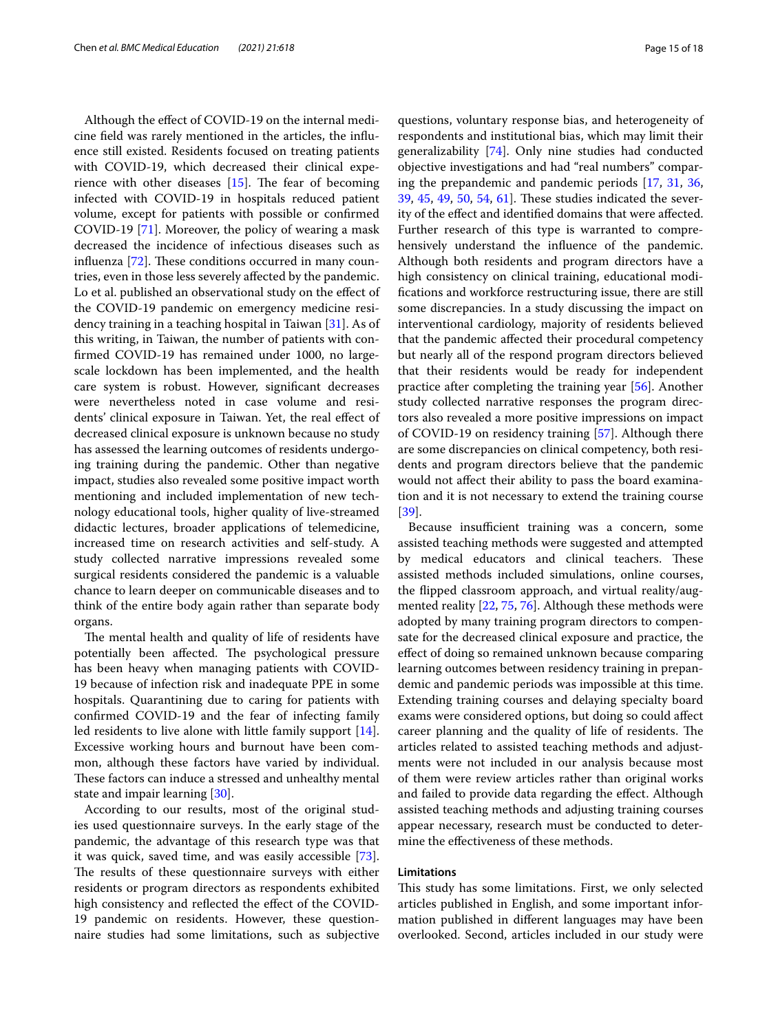Although the effect of COVID-19 on the internal medicine field was rarely mentioned in the articles, the influence still existed. Residents focused on treating patients with COVID-19, which decreased their clinical experience with other diseases [15]. The fear of becoming infected with COVID-19 in hospitals reduced patient volume, except for patients with possible or confirmed COVID-19 [71]. Moreover, the policy of wearing a mask decreased the incidence of infectious diseases such as influenza [72]. These conditions occurred in many countries, even in those less severely affected by the pandemic. Lo et al. published an observational study on the effect of the COVID-19 pandemic on emergency medicine residency training in a teaching hospital in Taiwan [31]. As of this writing, in Taiwan, the number of patients with confirmed COVID-19 has remained under 1000, no large-scale lockdown has been implemented, and the health care system is robust. However, significant decreases were nevertheless noted in case volume and residents' clinical exposure in Taiwan. Yet, the real effect of decreased clinical exposure is unknown because no study has assessed the learning outcomes of residents undergoing training during the pandemic. Other than negative impact, studies also revealed some positive impact worth mentioning and included implementation of new technology educational tools, higher quality of live-streamed didactic lectures, broader applications of telemedicine, increased time on research activities and self-study. A study collected narrative impressions revealed some surgical residents considered the pandemic is a valuable chance to learn deeper on communicable diseases and to think of the entire body again rather than separate body organs.

The mental health and quality of life of residents have potentially been affected. The psychological pressure has been heavy when managing patients with COVID-19 because of infection risk and inadequate PPE in some hospitals. Quarantining due to caring for patients with confirmed COVID-19 and the fear of infecting family led residents to live alone with little family support [14]. Excessive working hours and burnout have been common, although these factors have varied by individual. These factors can induce a stressed and unhealthy mental state and impair learning [30].

According to our results, most of the original studies used questionnaire surveys. In the early stage of the pandemic, the advantage of this research type was that it was quick, saved time, and was easily accessible [73]. The results of these questionnaire surveys with either residents or program directors as respondents exhibited high consistency and reflected the effect of the COVID-19 pandemic on residents. However, these questionnaire studies had some limitations, such as subjective questions, voluntary response bias, and heterogeneity of respondents and institutional bias, which may limit their generalizability [74]. Only nine studies had conducted objective investigations and had "real numbers" comparing the prepandemic and pandemic periods [17, 31, 36, 39, 45, 49, 50, 54, 61]. These studies indicated the severity of the effect and identified domains that were affected. Further research of this type is warranted to comprehensively understand the influence of the pandemic. Although both residents and program directors have a high consistency on clinical training, educational modifications and workforce restructuring issue, there are still some discrepancies. In a study discussing the impact on interventional cardiology, majority of residents believed that the pandemic affected their procedural competency but nearly all of the respond program directors believed that their residents would be ready for independent practice after completing the training year [56]. Another study collected narrative responses the program directors also revealed a more positive impressions on impact of COVID-19 on residency training [57]. Although there are some discrepancies on clinical competency, both residents and program directors believe that the pandemic would not affect their ability to pass the board examination and it is not necessary to extend the training course [39].

Because insufficient training was a concern, some assisted teaching methods were suggested and attempted by medical educators and clinical teachers. These assisted methods included simulations, online courses, the flipped classroom approach, and virtual reality/augmented reality [22, 75, 76]. Although these methods were adopted by many training program directors to compensate for the decreased clinical exposure and practice, the effect of doing so remained unknown because comparing learning outcomes between residency training in prepandemic and pandemic periods was impossible at this time. Extending training courses and delaying specialty board exams were considered options, but doing so could affect career planning and the quality of life of residents. The articles related to assisted teaching methods and adjustments were not included in our analysis because most of them were review articles rather than original works and failed to provide data regarding the effect. Although assisted teaching methods and adjusting training courses appear necessary, research must be conducted to determine the effectiveness of these methods.

### Limitations

This study has some limitations. First, we only selected articles published in English, and some important information published in different languages may have been overlooked. Second, articles included in our study were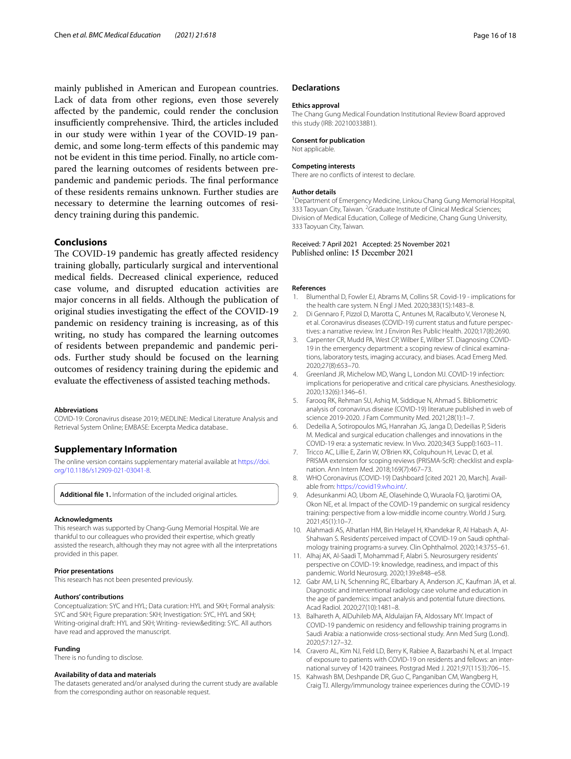mainly published in American and European countries. Lack of data from other regions, even those severely affected by the pandemic, could render the conclusion insufficiently comprehensive. Third, the articles included in our study were within 1 year of the COVID-19 pandemic, and some long-term effects of this pandemic may not be evident in this time period. Finally, no article compared the learning outcomes of residents between prepandemic and pandemic periods. The final performance of these residents remains unknown. Further studies are necessary to determine the learning outcomes of residency training during this pandemic.

## Conclusions

The COVID-19 pandemic has greatly affected residency training globally, particularly surgical and interventional medical fields. Decreased clinical experience, reduced case volume, and disrupted education activities are major concerns in all fields. Although the publication of original studies investigating the effect of the COVID-19 pandemic on residency training is increasing, as of this writing, no study has compared the learning outcomes of residents between prepandemic and pandemic periods. Further study should be focused on the learning outcomes of residency training during the epidemic and evaluate the effectiveness of assisted teaching methods.

#### Abbreviations

COVID-19: Coronavirus disease 2019; MEDLINE: Medical Literature Analysis and Retrieval System Online; EMBASE: Excerpta Medica database..

## Supplementary Information

The online version contains supplementary material available at https://doi.org/10.1186/s12909-021-03041-8.

**Additional file 1.** Information of the included original articles.

#### Acknowledgments

This research was supported by Chang-Gung Memorial Hospital. We are thankful to our colleagues who provided their expertise, which greatly assisted the research, although they may not agree with all the interpretations provided in this paper.

#### Prior presentations

This research has not been presented previously.

#### Authors' contributions

Conceptualization: SYC and HYL; Data curation: HYL and SKH; Formal analysis: SYC and SKH; Figure preparation: SKH; Investigation: SYC, HYL and SKH; Writing-original draft: HYL and SKH; Writing- review&editing: SYC. All authors have read and approved the manuscript.

#### Funding

There is no funding to disclose.

#### Availability of data and materials

The datasets generated and/or analysed during the current study are available from the corresponding author on reasonable request.

## Declarations

#### Ethics approval

The Chang Gung Medical Foundation Institutional Review Board approved this study (IRB: 202100338B1).

#### Consent for publication

Not applicable.

#### Competing interests

There are no conflicts of interest to declare.

#### Author details

[1]Department of Emergency Medicine, Linkou Chang Gung Memorial Hospital, 333 Taoyuan City, Taiwan. [2]Graduate Institute of Clinical Medical Sciences; Division of Medical Education, College of Medicine, Chang Gung University, 333 Taoyuan City, Taiwan.

Received: 7 April 2021 Accepted: 25 November 2021
Published online: 15 December 2021

#### References

1. Blumenthal D, Fowler EJ, Abrams M, Collins SR. Covid-19 - implications for the health care system. N Engl J Med. 2020;383(15):1483–8.
2. Di Gennaro F, Pizzol D, Marotta C, Antunes M, Racalbuto V, Veronese N, et al. Coronavirus diseases (COVID-19) current status and future perspectives: a narrative review. Int J Environ Res Public Health. 2020;17(8):2690.
3. Carpenter CR, Mudd PA, West CP, Wilber E, Wilber ST. Diagnosing COVID-19 in the emergency department: a scoping review of clinical examinations, laboratory tests, imaging accuracy, and biases. Acad Emerg Med. 2020;27(8):653–70.
4. Greenland JR, Michelow MD, Wang L, London MJ. COVID-19 infection: implications for perioperative and critical care physicians. Anesthesiology. 2020;132(6):1346–61.
5. Farooq RK, Rehman SU, Ashiq M, Siddique N, Ahmad S. Bibliometric analysis of coronavirus disease (COVID-19) literature published in web of science 2019-2020. J Fam Community Med. 2021;28(1):1–7.
6. Dedeilia A, Sotiropoulos MG, Hanrahan JG, Janga D, Dedeilias P, Sideris M. Medical and surgical education challenges and innovations in the COVID-19 era: a systematic review. In Vivo. 2020;34(3 Suppl):1603–11.
7. Tricco AC, Lillie E, Zarin W, O'Brien KK, Colquhoun H, Levac D, et al. PRISMA extension for scoping reviews (PRISMA-ScR): checklist and explanation. Ann Intern Med. 2018;169(7):467–73.
8. WHO Coronavirus (COVID-19) Dashboard [cited 2021 20, March]. Available from: https://covid19.who.int/.
9. Adesunkanmi AO, Ubom AE, Olasehinde O, Wuraola FO, Ijarotimi OA, Okon NE, et al. Impact of the COVID-19 pandemic on surgical residency training: perspective from a low-middle income country. World J Surg. 2021;45(1):10–7.
10. Alahmadi AS, Alhatlan HM, Bin Helayel H, Khandekar R, Al Habash A, Al-Shahwan S. Residents' perceived impact of COVID-19 on Saudi ophthalmology training programs-a survey. Clin Ophthalmol. 2020;14:3755–61.
11. Alhaj AK, Al-Saadi T, Mohammad F, Alabri S. Neurosurgery residents' perspective on COVID-19: knowledge, readiness, and impact of this pandemic. World Neurosurg. 2020;139:e848–e58.
12. Gabr AM, Li N, Schenning RC, Elbarbary A, Anderson JC, Kaufman JA, et al. Diagnostic and interventional radiology case volume and education in the age of pandemics: impact analysis and potential future directions. Acad Radiol. 2020;27(10):1481–8.
13. Balhareth A, AlDuhileb MA, Aldulaijan FA, Aldossary MY. Impact of COVID-19 pandemic on residency and fellowship training programs in Saudi Arabia: a nationwide cross-sectional study. Ann Med Surg (Lond). 2020;57:127–32.
14. Cravero AL, Kim NJ, Feld LD, Berry K, Rabiee A, Bazarbashi N, et al. Impact of exposure to patients with COVID-19 on residents and fellows: an international survey of 1420 trainees. Postgrad Med J. 2021;97(1153):706–15.
15. Kahwash BM, Deshpande DR, Guo C, Panganiban CM, Wangberg H, Craig TJ. Allergy/immunology trainee experiences during the COVID-19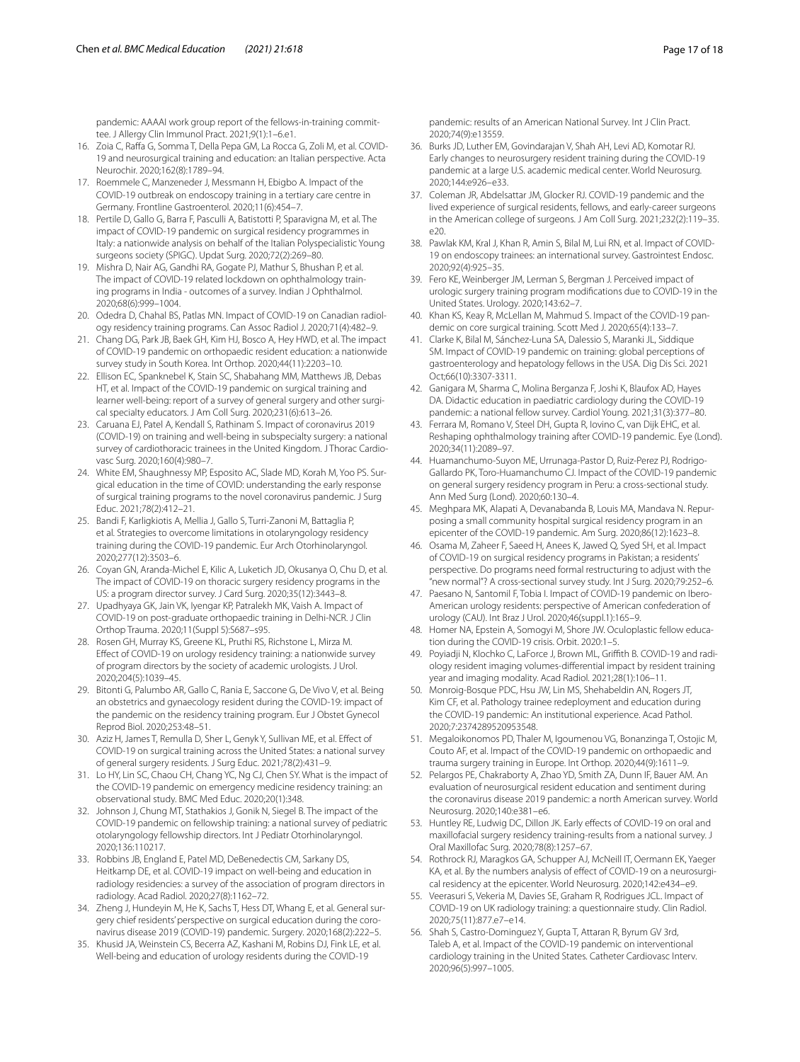pandemic: AAAAI work group report of the fellows-in-training committee. J Allergy Clin Immunol Pract. 2021;9(1):1–6.e1.

16. Zoia C, Raffa G, Somma T, Della Pepa GM, La Rocca G, Zoli M, et al. COVID-19 and neurosurgical training and education: an Italian perspective. Acta Neurochir. 2020;162(8):1789–94.
17. Roemmele C, Manzeneder J, Messmann H, Ebigbo A. Impact of the COVID-19 outbreak on endoscopy training in a tertiary care centre in Germany. Frontline Gastroenterol. 2020;11(6):454–7.
18. Pertile D, Gallo G, Barra F, Pasculli A, Batistotti P, Sparavigna M, et al. The impact of COVID-19 pandemic on surgical residency programmes in Italy: a nationwide analysis on behalf of the Italian Polyspecialistic Young surgeons society (SPIGC). Updat Surg. 2020;72(2):269–80.
19. Mishra D, Nair AG, Gandhi RA, Gogate PJ, Mathur S, Bhushan P, et al. The impact of COVID-19 related lockdown on ophthalmology training programs in India - outcomes of a survey. Indian J Ophthalmol. 2020;68(6):999–1004.
20. Odedra D, Chahal BS, Patlas MN. Impact of COVID-19 on Canadian radiology residency training programs. Can Assoc Radiol J. 2020;71(4):482–9.
21. Chang DG, Park JB, Baek GH, Kim HJ, Bosco A, Hey HWD, et al. The impact of COVID-19 pandemic on orthopaedic resident education: a nationwide survey study in South Korea. Int Orthop. 2020;44(11):2203–10.
22. Ellison EC, Spanknebel K, Stain SC, Shabahang MM, Matthews JB, Debas HT, et al. Impact of the COVID-19 pandemic on surgical training and learner well-being: report of a survey of general surgery and other surgical specialty educators. J Am Coll Surg. 2020;231(6):613–26.
23. Caruana EJ, Patel A, Kendall S, Rathinam S. Impact of coronavirus 2019 (COVID-19) on training and well-being in subspecialty surgery: a national survey of cardiothoracic trainees in the United Kingdom. J Thorac Cardiovasc Surg. 2020;160(4):980–7.
24. White EM, Shaughnessy MP, Esposito AC, Slade MD, Korah M, Yoo PS. Surgical education in the time of COVID: understanding the early response of surgical training programs to the novel coronavirus pandemic. J Surg Educ. 2021;78(2):412–21.
25. Bandi F, Karligkiotis A, Mellia J, Gallo S, Turri-Zanoni M, Battaglia P, et al. Strategies to overcome limitations in otolaryngology residency training during the COVID-19 pandemic. Eur Arch Otorhinolaryngol. 2020;277(12):3503–6.
26. Coyan GN, Aranda-Michel E, Kilic A, Luketich JD, Okusanya O, Chu D, et al. The impact of COVID-19 on thoracic surgery residency programs in the US: a program director survey. J Card Surg. 2020;35(12):3443–8.
27. Upadhyaya GK, Jain VK, Iyengar KP, Patralekh MK, Vaish A. Impact of COVID-19 on post-graduate orthopaedic training in Delhi-NCR. J Clin Orthop Trauma. 2020;11(Suppl 5):S687–s95.
28. Rosen GH, Murray KS, Greene KL, Pruthi RS, Richstone L, Mirza M. Effect of COVID-19 on urology residency training: a nationwide survey of program directors by the society of academic urologists. J Urol. 2020;204(5):1039–45.
29. Bitonti G, Palumbo AR, Gallo C, Rania E, Saccone G, De Vivo V, et al. Being an obstetrics and gynaecology resident during the COVID-19: impact of the pandemic on the residency training program. Eur J Obstet Gynecol Reprod Biol. 2020;253:48–51.
30. Aziz H, James T, Remulla D, Sher L, Genyk Y, Sullivan ME, et al. Effect of COVID-19 on surgical training across the United States: a national survey of general surgery residents. J Surg Educ. 2021;78(2):431–9.
31. Lo HY, Lin SC, Chaou CH, Chang YC, Ng CJ, Chen SY. What is the impact of the COVID-19 pandemic on emergency medicine residency training: an observational study. BMC Med Educ. 2020;20(1):348.
32. Johnson J, Chung MT, Stathakios J, Gonik N, Siegel B. The impact of the COVID-19 pandemic on fellowship training: a national survey of pediatric otolaryngology fellowship directors. Int J Pediatr Otorhinolaryngol. 2020;136:110217.
33. Robbins JB, England E, Patel MD, DeBenedectis CM, Sarkany DS, Heitkamp DE, et al. COVID-19 impact on well-being and education in radiology residencies: a survey of the association of program directors in radiology. Acad Radiol. 2020;27(8):1162–72.
34. Zheng J, Hundeyin M, He K, Sachs T, Hess DT, Whang E, et al. General surgery chief residents' perspective on surgical education during the coronavirus disease 2019 (COVID-19) pandemic. Surgery. 2020;168(2):222–5.
35. Khusid JA, Weinstein CS, Becerra AZ, Kashani M, Robins DJ, Fink LE, et al. Well-being and education of urology residents during the COVID-19 pandemic: results of an American National Survey. Int J Clin Pract. 2020;74(9):e13559.
36. Burks JD, Luther EM, Govindarajan V, Shah AH, Levi AD, Komotar RJ. Early changes to neurosurgery resident training during the COVID-19 pandemic at a large U.S. academic medical center. World Neurosurg. 2020;144:e926–e33.
37. Coleman JR, Abdelsattar JM, Glocker RJ. COVID-19 pandemic and the lived experience of surgical residents, fellows, and early-career surgeons in the American college of surgeons. J Am Coll Surg. 2021;232(2):119–35.e20.
38. Pawlak KM, Kral J, Khan R, Amin S, Bilal M, Lui RN, et al. Impact of COVID-19 on endoscopy trainees: an international survey. Gastrointest Endosc. 2020;92(4):925–35.
39. Fero KE, Weinberger JM, Lerman S, Bergman J. Perceived impact of urologic surgery training program modifications due to COVID-19 in the United States. Urology. 2020;143:62–7.
40. Khan KS, Keay R, McLellan M, Mahmud S. Impact of the COVID-19 pandemic on core surgical training. Scott Med J. 2020;65(4):133–7.
41. Clarke K, Bilal M, Sánchez-Luna SA, Dalessio S, Maranki JL, Siddique SM. Impact of COVID-19 pandemic on training: global perceptions of gastroenterology and hepatology fellows in the USA. Dig Dis Sci. 2021 Oct;66(10):3307-3311.
42. Ganigara M, Sharma C, Molina Berganza F, Joshi K, Blaufox AD, Hayes DA. Didactic education in paediatric cardiology during the COVID-19 pandemic: a national fellow survey. Cardiol Young. 2021;31(3):377–80.
43. Ferrara M, Romano V, Steel DH, Gupta R, Iovino C, van Dijk EHC, et al. Reshaping ophthalmology training after COVID-19 pandemic. Eye (Lond). 2020;34(11):2089–97.
44. Huamanchumo-Suyon ME, Urrunaga-Pastor D, Ruiz-Perez PJ, Rodrigo-Gallardo PK, Toro-Huamanchumo CJ. Impact of the COVID-19 pandemic on general surgery residency program in Peru: a cross-sectional study. Ann Med Surg (Lond). 2020;60:130–4.
45. Meghpara MK, Alapati A, Devanabanda B, Louis MA, Mandava N. Repurposing a small community hospital surgical residency program in an epicenter of the COVID-19 pandemic. Am Surg. 2020;86(12):1623–8.
46. Osama M, Zaheer F, Saeed H, Anees K, Jawed Q, Syed SH, et al. Impact of COVID-19 on surgical residency programs in Pakistan; a residents' perspective. Do programs need formal restructuring to adjust with the "new normal"? A cross-sectional survey study. Int J Surg. 2020;79:252–6.
47. Paesano N, Santomil F, Tobia I. Impact of COVID-19 pandemic on Ibero-American urology residents: perspective of American confederation of urology (CAU). Int Braz J Urol. 2020;46(suppl.1):165–9.
48. Homer NA, Epstein A, Somogyi M, Shore JW. Oculoplastic fellow education during the COVID-19 crisis. Orbit. 2020:1–5.
49. Poyiadji N, Klochko C, LaForce J, Brown ML, Griffith B. COVID-19 and radiology resident imaging volumes-differential impact by resident training year and imaging modality. Acad Radiol. 2021;28(1):106–11.
50. Monroig-Bosque PDC, Hsu JW, Lin MS, Shehabeldin AN, Rogers JT, Kim CF, et al. Pathology trainee redeployment and education during the COVID-19 pandemic: An institutional experience. Acad Pathol. 2020;7:2374289520953548.
51. Megaloikonomos PD, Thaler M, Igoumenou VG, Bonanzinga T, Ostojic M, Couto AF, et al. Impact of the COVID-19 pandemic on orthopaedic and trauma surgery training in Europe. Int Orthop. 2020;44(9):1611–9.
52. Pelargos PE, Chakraborty A, Zhao YD, Smith ZA, Dunn IF, Bauer AM. An evaluation of neurosurgical resident education and sentiment during the coronavirus disease 2019 pandemic: a north American survey. World Neurosurg. 2020;140:e381–e6.
53. Huntley RE, Ludwig DC, Dillon JK. Early effects of COVID-19 on oral and maxillofacial surgery residency training-results from a national survey. J Oral Maxillofac Surg. 2020;78(8):1257–67.
54. Rothrock RJ, Maragkos GA, Schupper AJ, McNeill IT, Oermann EK, Yaeger KA, et al. By the numbers analysis of effect of COVID-19 on a neurosurgical residency at the epicenter. World Neurosurg. 2020;142:e434–e9.
55. Veerasuri S, Vekeria M, Davies SE, Graham R, Rodrigues JCL. Impact of COVID-19 on UK radiology training: a questionnaire study. Clin Radiol. 2020;75(11):877.e7–e14.
56. Shah S, Castro-Dominguez Y, Gupta T, Attaran R, Byrum GV 3rd, Taleb A, et al. Impact of the COVID-19 pandemic on interventional cardiology training in the United States. Catheter Cardiovasc Interv. 2020;96(5):997–1005.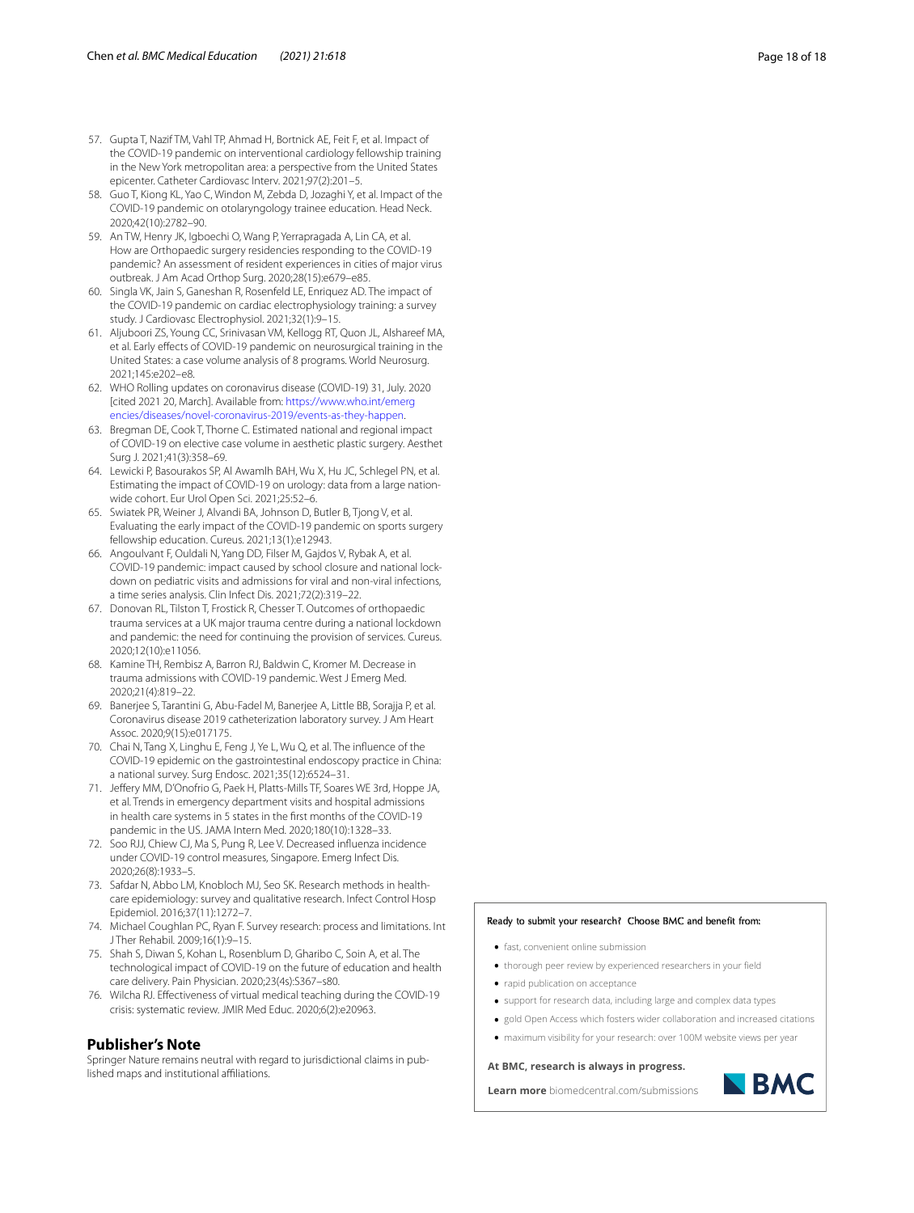57. Gupta T, Nazif TM, Vahl TP, Ahmad H, Bortnick AE, Feit F, et al. Impact of the COVID-19 pandemic on interventional cardiology fellowship training in the New York metropolitan area: a perspective from the United States epicenter. Catheter Cardiovasc Interv. 2021;97(2):201–5.
58. Guo T, Kiong KL, Yao C, Windon M, Zebda D, Jozaghi Y, et al. Impact of the COVID-19 pandemic on otolaryngology trainee education. Head Neck. 2020;42(10):2782–90.
59. An TW, Henry JK, Igboechi O, Wang P, Yerrapragada A, Lin CA, et al. How are Orthopaedic surgery residencies responding to the COVID-19 pandemic? An assessment of resident experiences in cities of major virus outbreak. J Am Acad Orthop Surg. 2020;28(15):e679–e85.
60. Singla VK, Jain S, Ganeshan R, Rosenfeld LE, Enriquez AD. The impact of the COVID-19 pandemic on cardiac electrophysiology training: a survey study. J Cardiovasc Electrophysiol. 2021;32(1):9–15.
61. Aljuboori ZS, Young CC, Srinivasan VM, Kellogg RT, Quon JL, Alshareef MA, et al. Early effects of COVID-19 pandemic on neurosurgical training in the United States: a case volume analysis of 8 programs. World Neurosurg. 2021;145:e202–e8.
62. WHO Rolling updates on coronavirus disease (COVID-19) 31, July. 2020 [cited 2021 20, March]. Available from: https://www.who.int/emergencies/diseases/novel-coronavirus-2019/events-as-they-happen.
63. Bregman DE, Cook T, Thorne C. Estimated national and regional impact of COVID-19 on elective case volume in aesthetic plastic surgery. Aesthet Surg J. 2021;41(3):358–69.
64. Lewicki P, Basourakos SP, Al Awamlh BAH, Wu X, Hu JC, Schlegel PN, et al. Estimating the impact of COVID-19 on urology: data from a large nation-wide cohort. Eur Urol Open Sci. 2021;25:52–6.
65. Swiatek PR, Weiner J, Alvandi BA, Johnson D, Butler B, Tjong V, et al. Evaluating the early impact of the COVID-19 pandemic on sports surgery fellowship education. Cureus. 2021;13(1):e12943.
66. Angoulvant F, Ouldali N, Yang DD, Filser M, Gajdos V, Rybak A, et al. COVID-19 pandemic: impact caused by school closure and national lockdown on pediatric visits and admissions for viral and non-viral infections, a time series analysis. Clin Infect Dis. 2021;72(2):319–22.
67. Donovan RL, Tilston T, Frostick R, Chesser T. Outcomes of orthopaedic trauma services at a UK major trauma centre during a national lockdown and pandemic: the need for continuing the provision of services. Cureus. 2020;12(10):e11056.
68. Kamine TH, Rembisz A, Barron RJ, Baldwin C, Kromer M. Decrease in trauma admissions with COVID-19 pandemic. West J Emerg Med. 2020;21(4):819–22.
69. Banerjee S, Tarantini G, Abu-Fadel M, Banerjee A, Little BB, Sorajja P, et al. Coronavirus disease 2019 catheterization laboratory survey. J Am Heart Assoc. 2020;9(15):e017175.
70. Chai N, Tang X, Linghu E, Feng J, Ye L, Wu Q, et al. The influence of the COVID-19 epidemic on the gastrointestinal endoscopy practice in China: a national survey. Surg Endosc. 2021;35(12):6524–31.
71. Jeffery MM, D'Onofrio G, Paek H, Platts-Mills TF, Soares WE 3rd, Hoppe JA, et al. Trends in emergency department visits and hospital admissions in health care systems in 5 states in the first months of the COVID-19 pandemic in the US. JAMA Intern Med. 2020;180(10):1328–33.
72. Soo RJJ, Chiew CJ, Ma S, Pung R, Lee V. Decreased influenza incidence under COVID-19 control measures, Singapore. Emerg Infect Dis. 2020;26(8):1933–5.
73. Safdar N, Abbo LM, Knobloch MJ, Seo SK. Research methods in healthcare epidemiology: survey and qualitative research. Infect Control Hosp Epidemiol. 2016;37(11):1272–7.
74. Michael Coughlan PC, Ryan F. Survey research: process and limitations. Int J Ther Rehabil. 2009;16(1):9–15.
75. Shah S, Diwan S, Kohan L, Rosenblum D, Gharibo C, Soin A, et al. The technological impact of COVID-19 on the future of education and health care delivery. Pain Physician. 2020;23(4s):S367–s80.
76. Wilcha RJ. Effectiveness of virtual medical teaching during the COVID-19 crisis: systematic review. JMIR Med Educ. 2020;6(2):e20963.

## Publisher's Note

Springer Nature remains neutral with regard to jurisdictional claims in published maps and institutional affiliations.

Ready to submit your research? Choose BMC and benefit from:

- fast, convenient online submission
- thorough peer review by experienced researchers in your field
- rapid publication on acceptance
- support for research data, including large and complex data types
- gold Open Access which fosters wider collaboration and increased citations
- maximum visibility for your research: over 100M website views per year

**At BMC, research is always in progress.**

**Learn more** biomedcentral.com/submissions

BMC